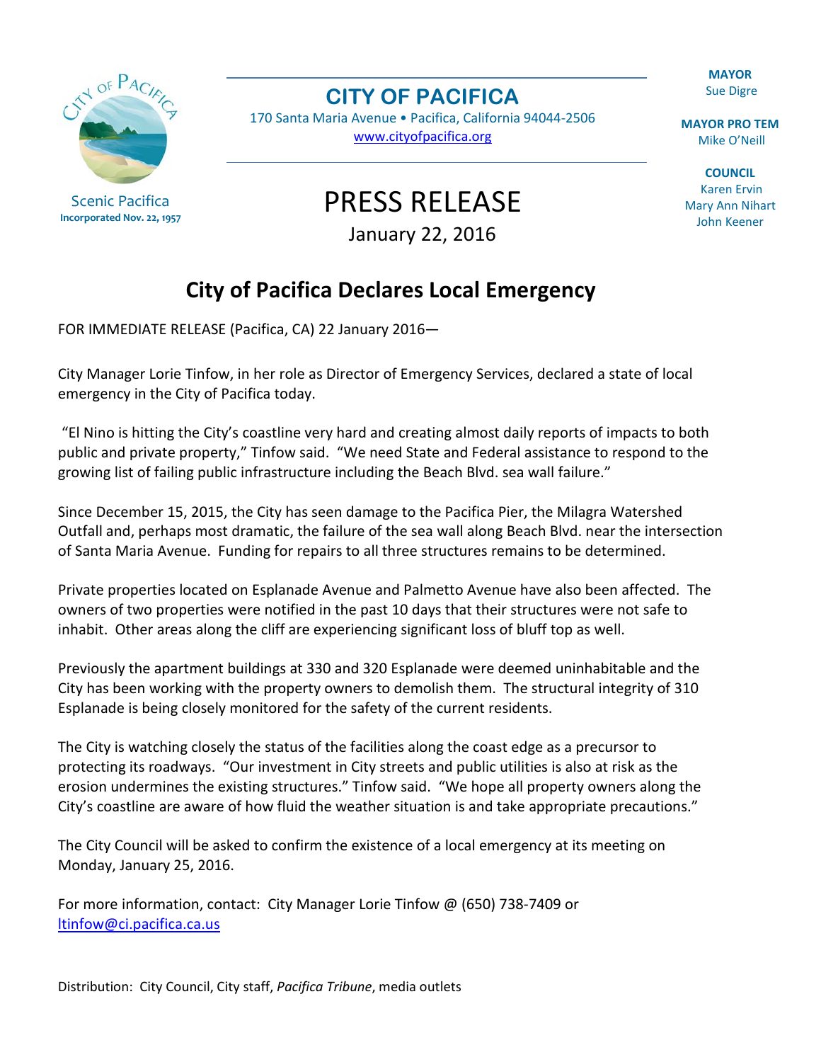Scenic Pacifica
**Incorporated Nov. 22, 1957**

# CITY OF PACIFICA

170 Santa Maria Avenue • Pacifica, California 94044-2506
www.cityofpacifica.org

**MAYOR**
Sue Digre

**MAYOR PRO TEM**
Mike O'Neill

**COUNCIL**
Karen Ervin
Mary Ann Nihart
John Keener

# PRESS RELEASE

January 22, 2016

## City of Pacifica Declares Local Emergency

FOR IMMEDIATE RELEASE (Pacifica, CA) 22 January 2016—

City Manager Lorie Tinfow, in her role as Director of Emergency Services, declared a state of local emergency in the City of Pacifica today.

"El Nino is hitting the City's coastline very hard and creating almost daily reports of impacts to both public and private property," Tinfow said. "We need State and Federal assistance to respond to the growing list of failing public infrastructure including the Beach Blvd. sea wall failure."

Since December 15, 2015, the City has seen damage to the Pacifica Pier, the Milagra Watershed Outfall and, perhaps most dramatic, the failure of the sea wall along Beach Blvd. near the intersection of Santa Maria Avenue. Funding for repairs to all three structures remains to be determined.

Private properties located on Esplanade Avenue and Palmetto Avenue have also been affected. The owners of two properties were notified in the past 10 days that their structures were not safe to inhabit. Other areas along the cliff are experiencing significant loss of bluff top as well.

Previously the apartment buildings at 330 and 320 Esplanade were deemed uninhabitable and the City has been working with the property owners to demolish them. The structural integrity of 310 Esplanade is being closely monitored for the safety of the current residents.

The City is watching closely the status of the facilities along the coast edge as a precursor to protecting its roadways. "Our investment in City streets and public utilities is also at risk as the erosion undermines the existing structures." Tinfow said. "We hope all property owners along the City's coastline are aware of how fluid the weather situation is and take appropriate precautions."

The City Council will be asked to confirm the existence of a local emergency at its meeting on Monday, January 25, 2016.

For more information, contact: City Manager Lorie Tinfow @ (650) 738-7409 or ltinfow@ci.pacifica.ca.us

Distribution: City Council, City staff, *Pacifica Tribune*, media outlets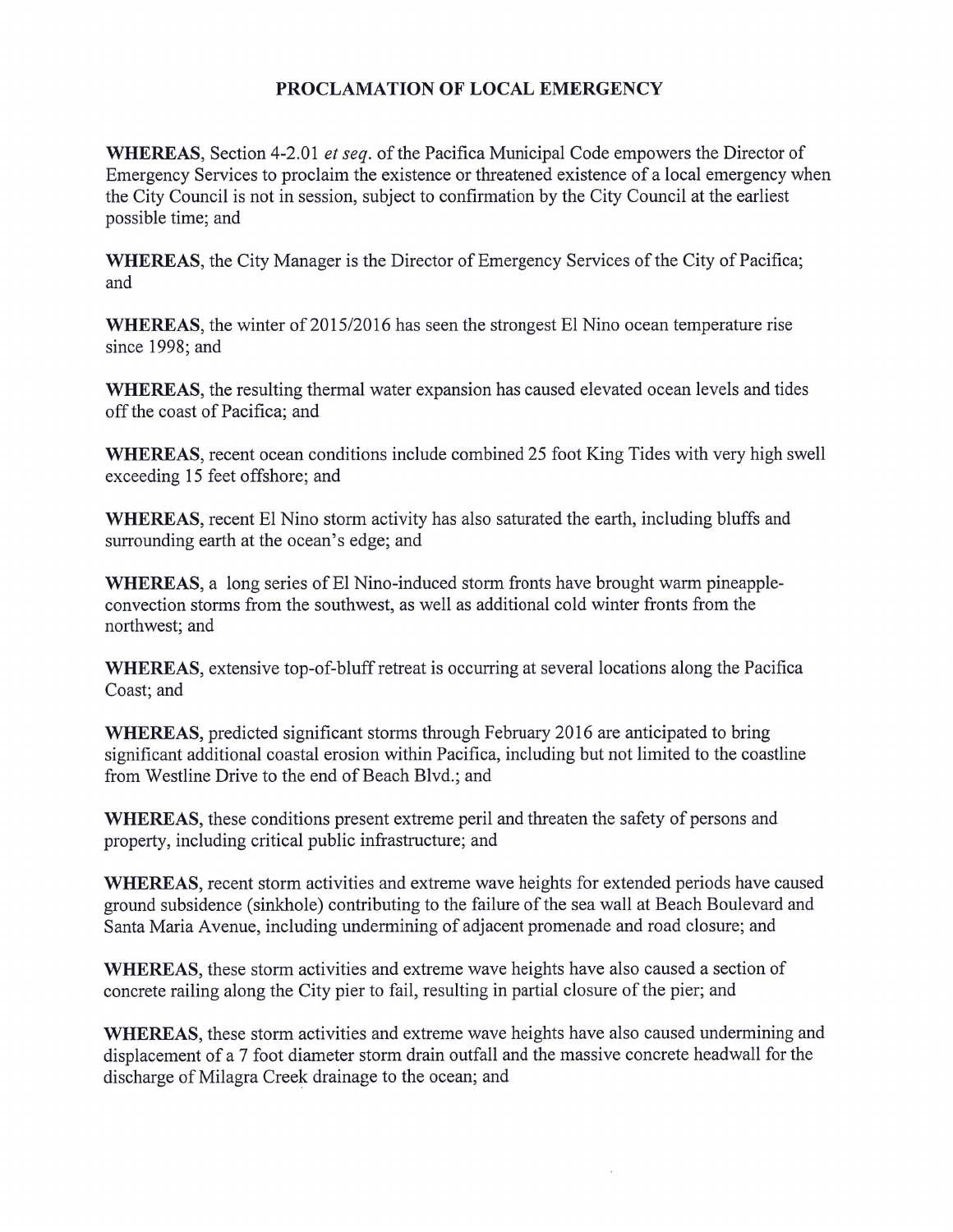## PROCLAMATION OF LOCAL EMERGENCY

**WHEREAS**, Section 4-2.01 *et seq.* of the Pacifica Municipal Code empowers the Director of Emergency Services to proclaim the existence or threatened existence of a local emergency when the City Council is not in session, subject to confirmation by the City Council at the earliest possible time; and

**WHEREAS**, the City Manager is the Director of Emergency Services of the City of Pacifica; and

**WHEREAS**, the winter of 2015/2016 has seen the strongest El Nino ocean temperature rise since 1998; and

**WHEREAS**, the resulting thermal water expansion has caused elevated ocean levels and tides off the coast of Pacifica; and

**WHEREAS**, recent ocean conditions include combined 25 foot King Tides with very high swell exceeding 15 feet offshore; and

**WHEREAS**, recent El Nino storm activity has also saturated the earth, including bluffs and surrounding earth at the ocean's edge; and

**WHEREAS**, a long series of El Nino-induced storm fronts have brought warm pineapple-convection storms from the southwest, as well as additional cold winter fronts from the northwest; and

**WHEREAS**, extensive top-of-bluff retreat is occurring at several locations along the Pacifica Coast; and

**WHEREAS**, predicted significant storms through February 2016 are anticipated to bring significant additional coastal erosion within Pacifica, including but not limited to the coastline from Westline Drive to the end of Beach Blvd.; and

**WHEREAS**, these conditions present extreme peril and threaten the safety of persons and property, including critical public infrastructure; and

**WHEREAS**, recent storm activities and extreme wave heights for extended periods have caused ground subsidence (sinkhole) contributing to the failure of the sea wall at Beach Boulevard and Santa Maria Avenue, including undermining of adjacent promenade and road closure; and

**WHEREAS**, these storm activities and extreme wave heights have also caused a section of concrete railing along the City pier to fail, resulting in partial closure of the pier; and

**WHEREAS**, these storm activities and extreme wave heights have also caused undermining and displacement of a 7 foot diameter storm drain outfall and the massive concrete headwall for the discharge of Milagra Creek drainage to the ocean; and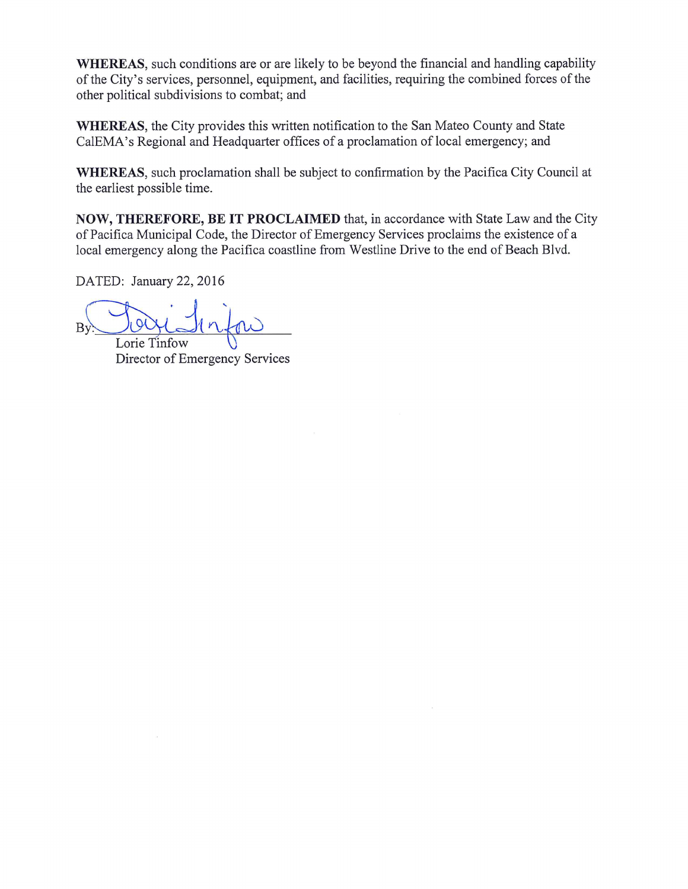**WHEREAS**, such conditions are or are likely to be beyond the financial and handling capability of the City's services, personnel, equipment, and facilities, requiring the combined forces of the other political subdivisions to combat; and

**WHEREAS**, the City provides this written notification to the San Mateo County and State CalEMA's Regional and Headquarter offices of a proclamation of local emergency; and

**WHEREAS**, such proclamation shall be subject to confirmation by the Pacifica City Council at the earliest possible time.

**NOW, THEREFORE, BE IT PROCLAIMED** that, in accordance with State Law and the City of Pacifica Municipal Code, the Director of Emergency Services proclaims the existence of a local emergency along the Pacifica coastline from Westline Drive to the end of Beach Blvd.

DATED: January 22, 2016

By: ______________________

Lorie Tinfow

Director of Emergency Services